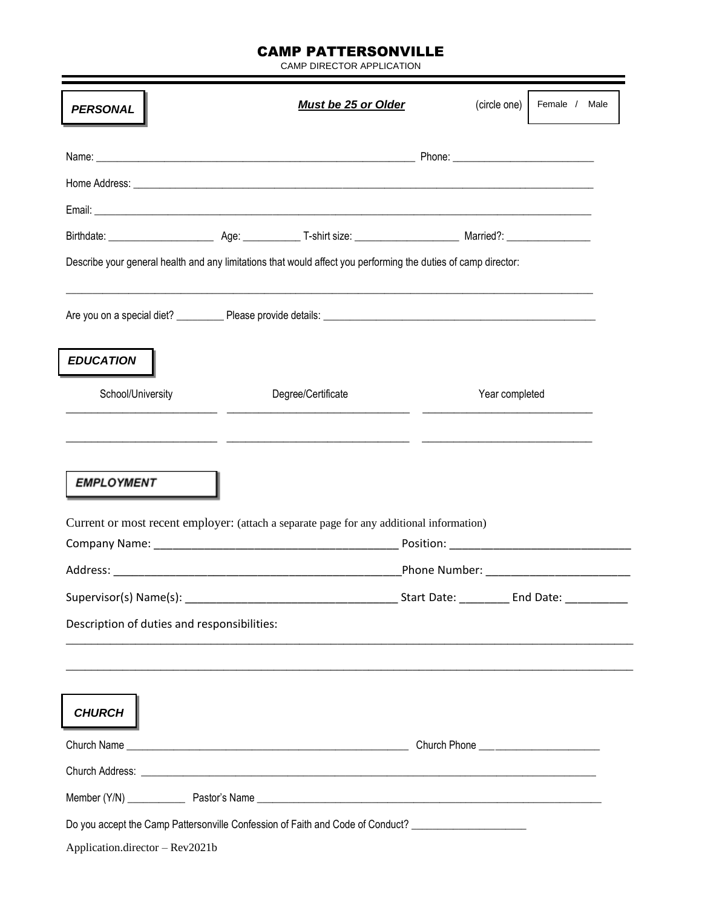# CAMP PATTERSONVILLE

CAMP DIRECTOR APPLICATION

## PERSONAL

***Must be 25 or Older***

(circle one) Female / Male

Name: ____________________________________________ Phone: ______________________

Home Address: ____________________________________________________________________

Email: __________________________________________________________________________

Birthdate: _________________ Age: _________ T-shirt size: _________________ Married?: ______________

Describe your general health and any limitations that would affect you performing the duties of camp director:

_________________________________________________________________________________

Are you on a special diet? ________ Please provide details: ______________________________________

## EDUCATION

| School/University | Degree/Certificate | Year completed |
|---|---|---|
| ______________________ | ____________________________ | __________________________ |
| ______________________ | ____________________________ | __________________________ |

## EMPLOYMENT

Current or most recent employer: (attach a separate page for any additional information)

Company Name: ___________________________________ Position: _________________________

Address: __________________________________________Phone Number: ____________________

Supervisor(s) Name(s): _______________________________ Start Date: _______ End Date: _________

Description of duties and responsibilities:

_________________________________________________________________________________

_________________________________________________________________________________

## CHURCH

Church Name _____________________________________________ Church Phone ___________________

Church Address: ___________________________________________________________________________

Member (Y/N) __________ Pastor's Name ______________________________________________________

Do you accept the Camp Pattersonville Confession of Faith and Code of Conduct? ___________________

Application.director – Rev2021b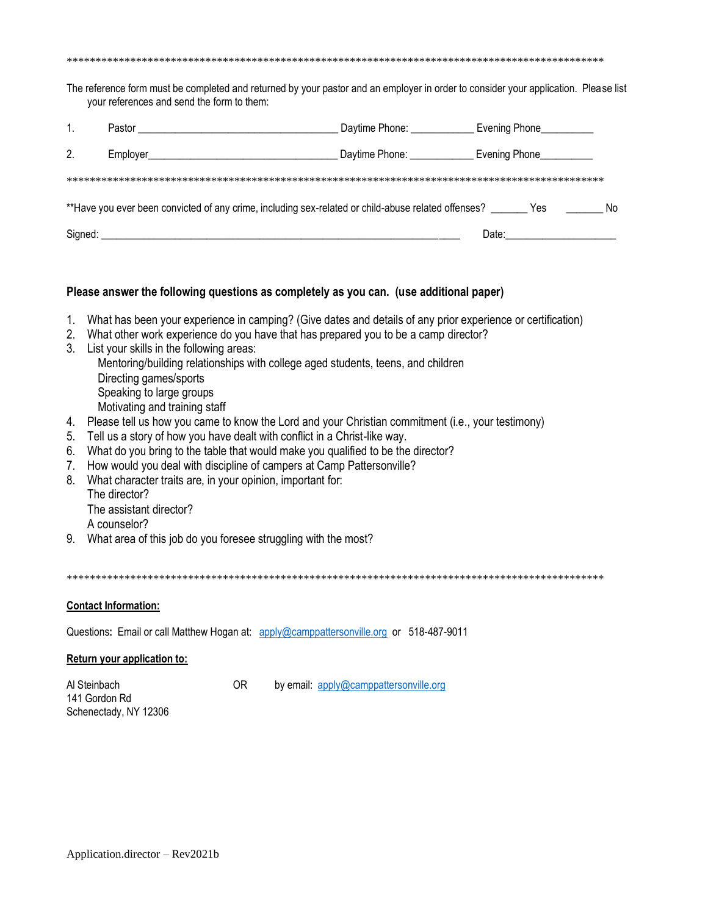\*\*\*\*\*\*\*\*\*\*\*\*\*\*\*\*\*\*\*\*\*\*\*\*\*\*\*\*\*\*\*\*\*\*\*\*\*\*\*\*\*\*\*\*\*\*\*\*\*\*\*\*\*\*\*\*\*\*\*\*\*\*\*\*\*\*\*\*\*\*\*\*\*\*\*\*\*\*\*\*\*\*\*\*\*\*\*\*\*\*\*\*\*\*\*\*

The reference form must be completed and returned by your pastor and an employer in order to consider your application. Please list your references and send the form to them:

1. Pastor \_\_\_\_\_\_\_\_\_\_\_\_\_\_\_\_\_\_\_\_\_\_\_\_\_\_\_\_\_\_\_\_\_\_\_\_\_ Daytime Phone: \_\_\_\_\_\_\_\_\_\_\_\_ Evening Phone\_\_\_\_\_\_\_\_\_\_

2. Employer\_\_\_\_\_\_\_\_\_\_\_\_\_\_\_\_\_\_\_\_\_\_\_\_\_\_\_\_\_\_\_\_\_\_\_ Daytime Phone: \_\_\_\_\_\_\_\_\_\_\_\_ Evening Phone\_\_\_\_\_\_\_\_\_\_

\*\*\*\*\*\*\*\*\*\*\*\*\*\*\*\*\*\*\*\*\*\*\*\*\*\*\*\*\*\*\*\*\*\*\*\*\*\*\*\*\*\*\*\*\*\*\*\*\*\*\*\*\*\*\*\*\*\*\*\*\*\*\*\*\*\*\*\*\*\*\*\*\*\*\*\*\*\*\*\*\*\*\*\*\*\*\*\*\*\*\*\*\*\*\*\*

\*\*Have you ever been convicted of any crime, including sex-related or child-abuse related offenses? \_\_\_\_\_\_\_ Yes \_\_\_\_\_\_\_ No

Signed: \_\_\_\_\_\_\_\_\_\_\_\_\_\_\_\_\_\_\_\_\_\_\_\_\_\_\_\_\_\_\_\_\_\_\_\_\_\_\_\_\_\_\_\_\_\_\_\_\_\_\_\_\_\_\_\_\_\_\_\_\_\_\_\_\_\_\_ Date:\_\_\_\_\_\_\_\_\_\_\_\_\_\_\_\_\_\_\_\_\_

**Please answer the following questions as completely as you can. (use additional paper)**

1. What has been your experience in camping? (Give dates and details of any prior experience or certification)
2. What other work experience do you have that has prepared you to be a camp director?
3. List your skills in the following areas:
   - Mentoring/building relationships with college aged students, teens, and children
   - Directing games/sports
   - Speaking to large groups
   - Motivating and training staff
4. Please tell us how you came to know the Lord and your Christian commitment (i.e., your testimony)
5. Tell us a story of how you have dealt with conflict in a Christ-like way.
6. What do you bring to the table that would make you qualified to be the director?
7. How would you deal with discipline of campers at Camp Pattersonville?
8. What character traits are, in your opinion, important for:
   - The director?
   - The assistant director?
   - A counselor?
9. What area of this job do you foresee struggling with the most?

\*\*\*\*\*\*\*\*\*\*\*\*\*\*\*\*\*\*\*\*\*\*\*\*\*\*\*\*\*\*\*\*\*\*\*\*\*\*\*\*\*\*\*\*\*\*\*\*\*\*\*\*\*\*\*\*\*\*\*\*\*\*\*\*\*\*\*\*\*\*\*\*\*\*\*\*\*\*\*\*\*\*\*\*\*\*\*\*\*\*\*\*\*\*\*\*

**<u>Contact Information:</u>**

Questions**:** Email or call Matthew Hogan at: apply@camppattersonville.org or 518-487-9011

**<u>Return your application to:</u>**

Al Steinbach  
141 Gordon Rd  
Schenectady, NY 12306

OR by email: apply@camppattersonville.org

Application.director – Rev2021b